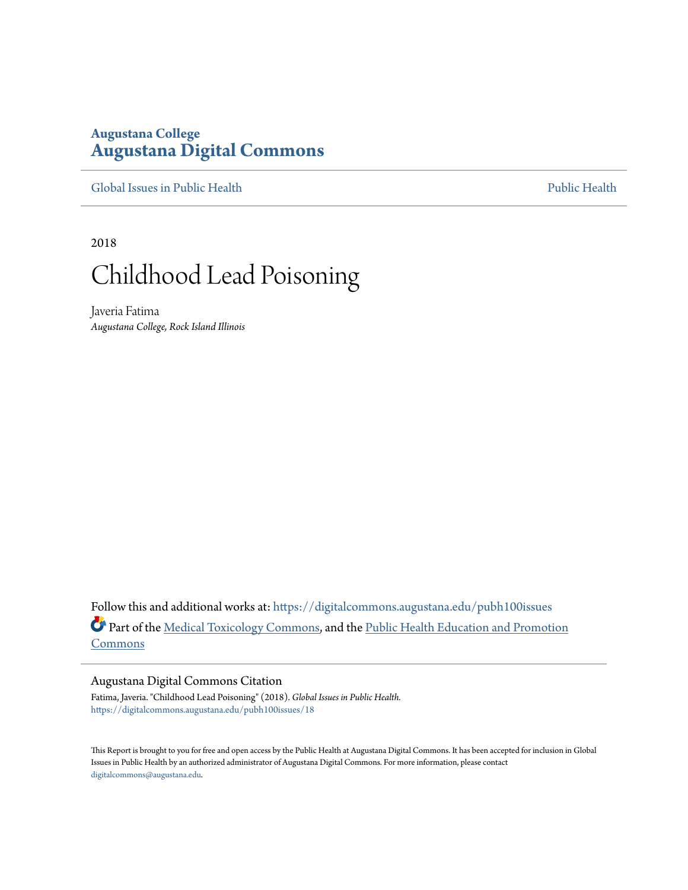Augustana College
**Augustana Digital Commons**

Global Issues in Public Health | Public Health

2018

# Childhood Lead Poisoning

Javeria Fatima
*Augustana College, Rock Island Illinois*

Follow this and additional works at: https://digitalcommons.augustana.edu/pubh100issues

Part of the Medical Toxicology Commons, and the Public Health Education and Promotion Commons

## Augustana Digital Commons Citation

Fatima, Javeria. "Childhood Lead Poisoning" (2018). *Global Issues in Public Health.*
https://digitalcommons.augustana.edu/pubh100issues/18

This Report is brought to you for free and open access by the Public Health at Augustana Digital Commons. It has been accepted for inclusion in Global Issues in Public Health by an authorized administrator of Augustana Digital Commons. For more information, please contact digitalcommons@augustana.edu.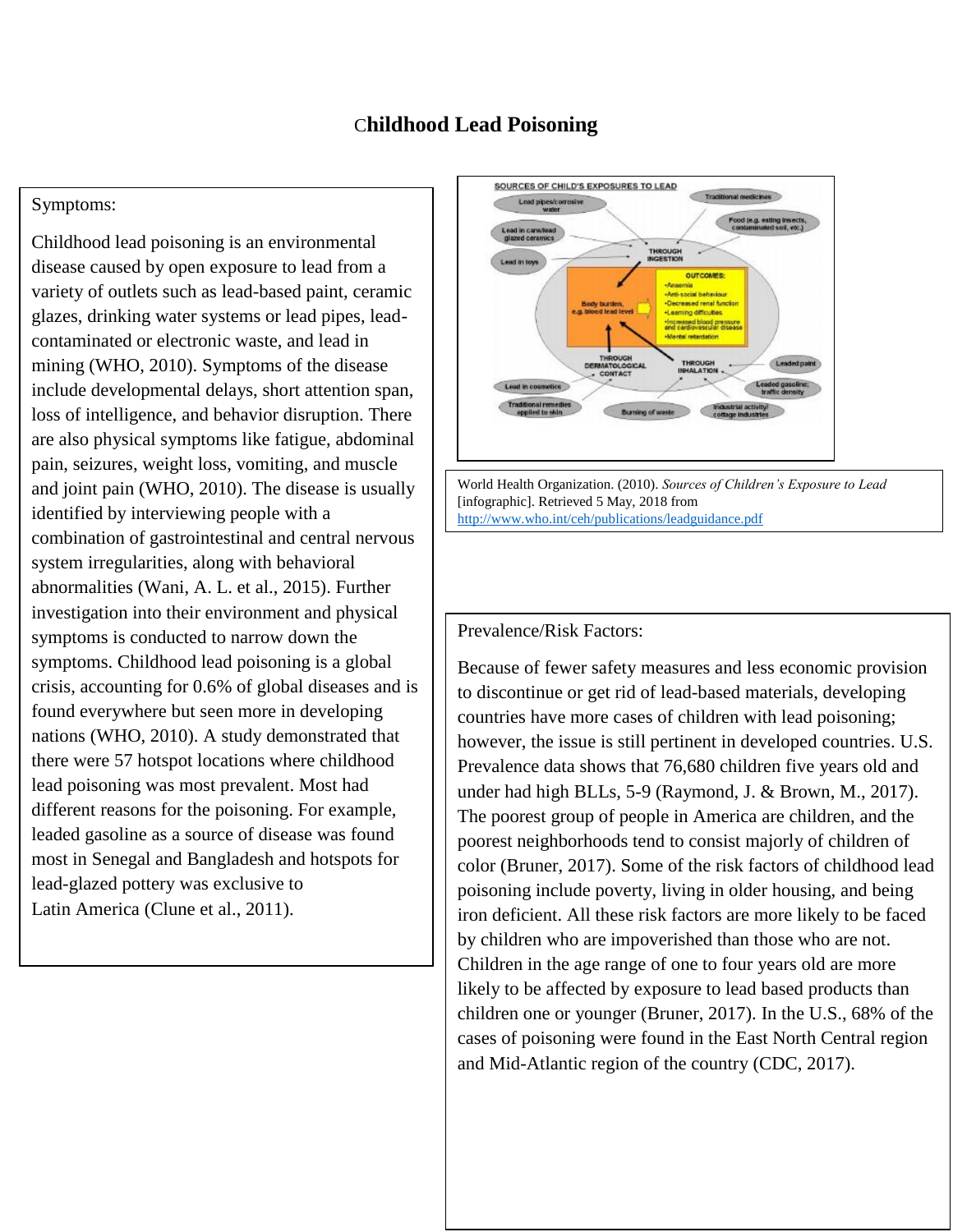# Childhood Lead Poisoning

Symptoms:

Childhood lead poisoning is an environmental disease caused by open exposure to lead from a variety of outlets such as lead-based paint, ceramic glazes, drinking water systems or lead pipes, lead-contaminated or electronic waste, and lead in mining (WHO, 2010). Symptoms of the disease include developmental delays, short attention span, loss of intelligence, and behavior disruption. There are also physical symptoms like fatigue, abdominal pain, seizures, weight loss, vomiting, and muscle and joint pain (WHO, 2010). The disease is usually identified by interviewing people with a combination of gastrointestinal and central nervous system irregularities, along with behavioral abnormalities (Wani, A. L. et al., 2015). Further investigation into their environment and physical symptoms is conducted to narrow down the symptoms. Childhood lead poisoning is a global crisis, accounting for 0.6% of global diseases and is found everywhere but seen more in developing nations (WHO, 2010). A study demonstrated that there were 57 hotspot locations where childhood lead poisoning was most prevalent. Most had different reasons for the poisoning. For example, leaded gasoline as a source of disease was found most in Senegal and Bangladesh and hotspots for lead-glazed pottery was exclusive to Latin America (Clune et al., 2011).

World Health Organization. (2010). *Sources of Children's Exposure to Lead* [infographic]. Retrieved 5 May, 2018 from http://www.who.int/ceh/publications/leadguidance.pdf

Prevalence/Risk Factors:

Because of fewer safety measures and less economic provision to discontinue or get rid of lead-based materials, developing countries have more cases of children with lead poisoning; however, the issue is still pertinent in developed countries. U.S. Prevalence data shows that 76,680 children five years old and under had high BLLs, 5-9 (Raymond, J. & Brown, M., 2017). The poorest group of people in America are children, and the poorest neighborhoods tend to consist majorly of children of color (Bruner, 2017). Some of the risk factors of childhood lead poisoning include poverty, living in older housing, and being iron deficient. All these risk factors are more likely to be faced by children who are impoverished than those who are not. Children in the age range of one to four years old are more likely to be affected by exposure to lead based products than children one or younger (Bruner, 2017). In the U.S., 68% of the cases of poisoning were found in the East North Central region and Mid-Atlantic region of the country (CDC, 2017).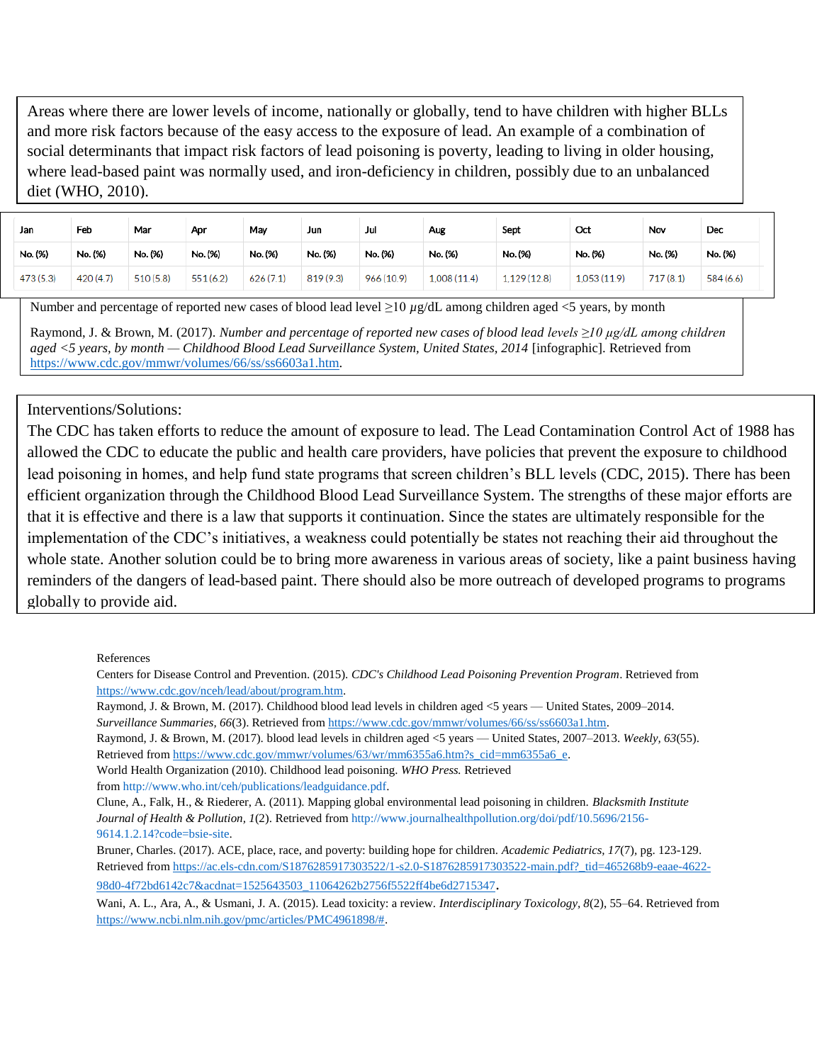Areas where there are lower levels of income, nationally or globally, tend to have children with higher BLLs and more risk factors because of the easy access to the exposure of lead. An example of a combination of social determinants that impact risk factors of lead poisoning is poverty, leading to living in older housing, where lead-based paint was normally used, and iron-deficiency in children, possibly due to an unbalanced diet (WHO, 2010).

| Jan | Feb | Mar | Apr | May | Jun | Jul | Aug | Sept | Oct | Nov | Dec |
|---|---|---|---|---|---|---|---|---|---|---|---|
| No. (%) | No. (%) | No. (%) | No. (%) | No. (%) | No. (%) | No. (%) | No. (%) | No. (%) | No. (%) | No. (%) | No. (%) |
| 473 (5.3) | 420 (4.7) | 510 (5.8) | 551 (6.2) | 626 (7.1) | 819 (9.3) | 966 (10.9) | 1,008 (11.4) | 1,129 (12.8) | 1,053 (11.9) | 717 (8.1) | 584 (6.6) |

Number and percentage of reported new cases of blood lead level ≥10 μg/dL among children aged <5 years, by month

Raymond, J. & Brown, M. (2017). *Number and percentage of reported new cases of blood lead levels ≥10 μg/dL among children aged <5 years, by month — Childhood Blood Lead Surveillance System, United States, 2014* [infographic]. Retrieved from https://www.cdc.gov/mmwr/volumes/66/ss/ss6603a1.htm.

Interventions/Solutions:

The CDC has taken efforts to reduce the amount of exposure to lead. The Lead Contamination Control Act of 1988 has allowed the CDC to educate the public and health care providers, have policies that prevent the exposure to childhood lead poisoning in homes, and help fund state programs that screen children's BLL levels (CDC, 2015). There has been efficient organization through the Childhood Blood Lead Surveillance System. The strengths of these major efforts are that it is effective and there is a law that supports it continuation. Since the states are ultimately responsible for the implementation of the CDC's initiatives, a weakness could potentially be states not reaching their aid throughout the whole state. Another solution could be to bring more awareness in various areas of society, like a paint business having reminders of the dangers of lead-based paint. There should also be more outreach of developed programs to programs globally to provide aid.

References

Centers for Disease Control and Prevention. (2015). *CDC's Childhood Lead Poisoning Prevention Program*. Retrieved from https://www.cdc.gov/nceh/lead/about/program.htm.

Raymond, J. & Brown, M. (2017). Childhood blood lead levels in children aged <5 years — United States, 2009–2014. *Surveillance Summaries, 66*(3). Retrieved from https://www.cdc.gov/mmwr/volumes/66/ss/ss6603a1.htm.

Raymond, J. & Brown, M. (2017). blood lead levels in children aged <5 years — United States, 2007–2013. *Weekly, 63*(55). Retrieved from https://www.cdc.gov/mmwr/volumes/63/wr/mm6355a6.htm?s_cid=mm6355a6_e.

World Health Organization (2010). Childhood lead poisoning. *WHO Press.* Retrieved from http://www.who.int/ceh/publications/leadguidance.pdf.

Clune, A., Falk, H., & Riederer, A. (2011). Mapping global environmental lead poisoning in children. *Blacksmith Institute Journal of Health & Pollution, 1*(2). Retrieved from http://www.journalhealthpollution.org/doi/pdf/10.5696/2156-9614.1.2.14?code=bsie-site.

Bruner, Charles. (2017). ACE, place, race, and poverty: building hope for children. *Academic Pediatrics, 17*(7), pg. 123-129. Retrieved from https://ac.els-cdn.com/S1876285917303522/1-s2.0-S1876285917303522-main.pdf?_tid=465268b9-eaae-4622-98d0-4f72bd6142c7&acdnat=1525643503_11064262b2756f5522ff4be6d2715347.

Wani, A. L., Ara, A., & Usmani, J. A. (2015). Lead toxicity: a review. *Interdisciplinary Toxicology, 8*(2), 55–64. Retrieved from https://www.ncbi.nlm.nih.gov/pmc/articles/PMC4961898/#.